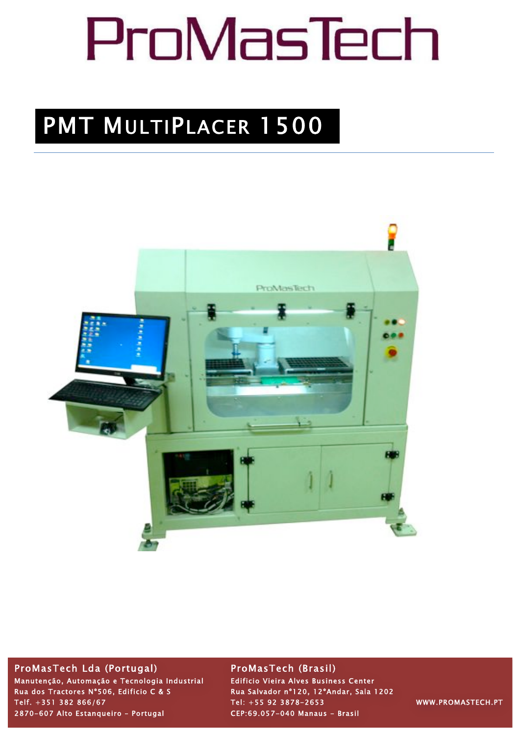# ProMasTech

## PMT MultiPlacer 1500

**ProMasTech Lda (Portugal)**
Manutenção, Automação e Tecnologia Industrial
Rua dos Tractores Nº506, Edifício C & S
Telf. +351 382 866/67
2870-607 Alto Estanqueiro - Portugal

**ProMasTech (Brasil)**
Edifício Vieira Alves Business Center
Rua Salvador nº120, 12ºAndar, Sala 1202
Tel: +55 92 3878-2653
CEP:69.057-040 Manaus - Brasil

WWW.PROMASTECH.PT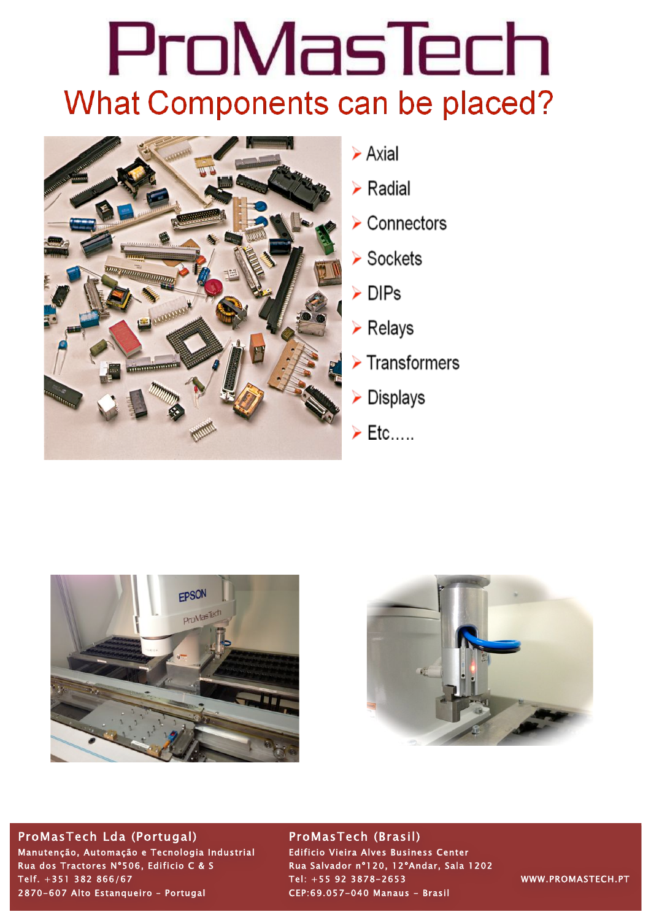# ProMasTech

## What Components can be placed?

- Axial
- Radial
- Connectors
- Sockets
- DIPs
- Relays
- Transformers
- Displays
- Etc.....

**ProMasTech Lda (Portugal)**
Manutenção, Automação e Tecnologia Industrial
Rua dos Tractores N°506, Edificio C & S
Telf. +351 382 866/67
2870-607 Alto Estanqueiro - Portugal

**ProMasTech (Brasil)**
Edificio Vieira Alves Business Center
Rua Salvador n°120, 12°Andar, Sala 1202
Tel: +55 92 3878-2653
CEP:69.057-040 Manaus - Brasil

WWW.PROMASTECH.PT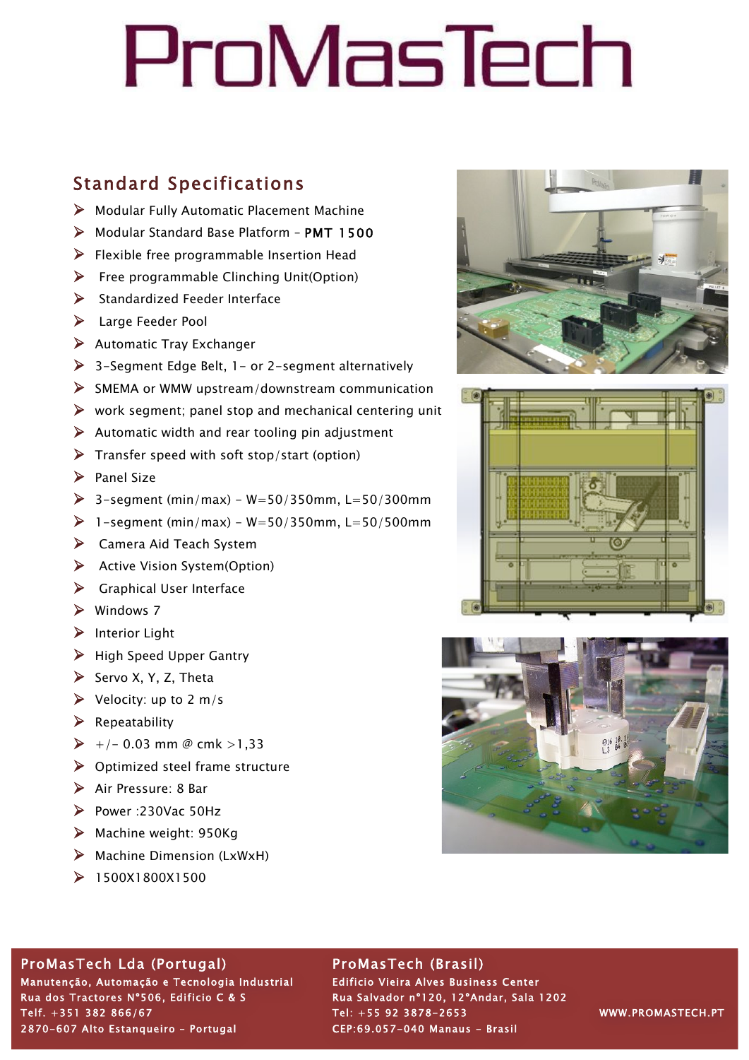# ProMasTech

## Standard Specifications

- Modular Fully Automatic Placement Machine
- Modular Standard Base Platform – **PMT 1500**
- Flexible free programmable Insertion Head
- Free programmable Clinching Unit(Option)
- Standardized Feeder Interface
- Large Feeder Pool
- Automatic Tray Exchanger
- 3-Segment Edge Belt, 1- or 2-segment alternatively
- SMEMA or WMW upstream/downstream communication
- work segment; panel stop and mechanical centering unit
- Automatic width and rear tooling pin adjustment
- Transfer speed with soft stop/start (option)
- Panel Size
- 3-segment (min/max) – W=50/350mm, L=50/300mm
- 1-segment (min/max) – W=50/350mm, L=50/500mm
- Camera Aid Teach System
- Active Vision System(Option)
- Graphical User Interface
- Windows 7
- Interior Light
- High Speed Upper Gantry
- Servo X, Y, Z, Theta
- Velocity: up to 2 m/s
- Repeatability
- +/- 0.03 mm @ cmk >1,33
- Optimized steel frame structure
- Air Pressure: 8 Bar
- Power :230Vac 50Hz
- Machine weight: 950Kg
- Machine Dimension (LxWxH)
- 1500X1800X1500

**ProMasTech Lda (Portugal)**
Manutenção, Automação e Tecnologia Industrial
Rua dos Tractores N°506, Edificio C & S
Telf. +351 382 866/67
2870-607 Alto Estanqueiro - Portugal

**ProMasTech (Brasil)**
Edificio Vieira Alves Business Center
Rua Salvador n°120, 12°Andar, Sala 1202
Tel: +55 92 3878-2653
CEP:69.057-040 Manaus - Brasil

WWW.PROMASTECH.PT